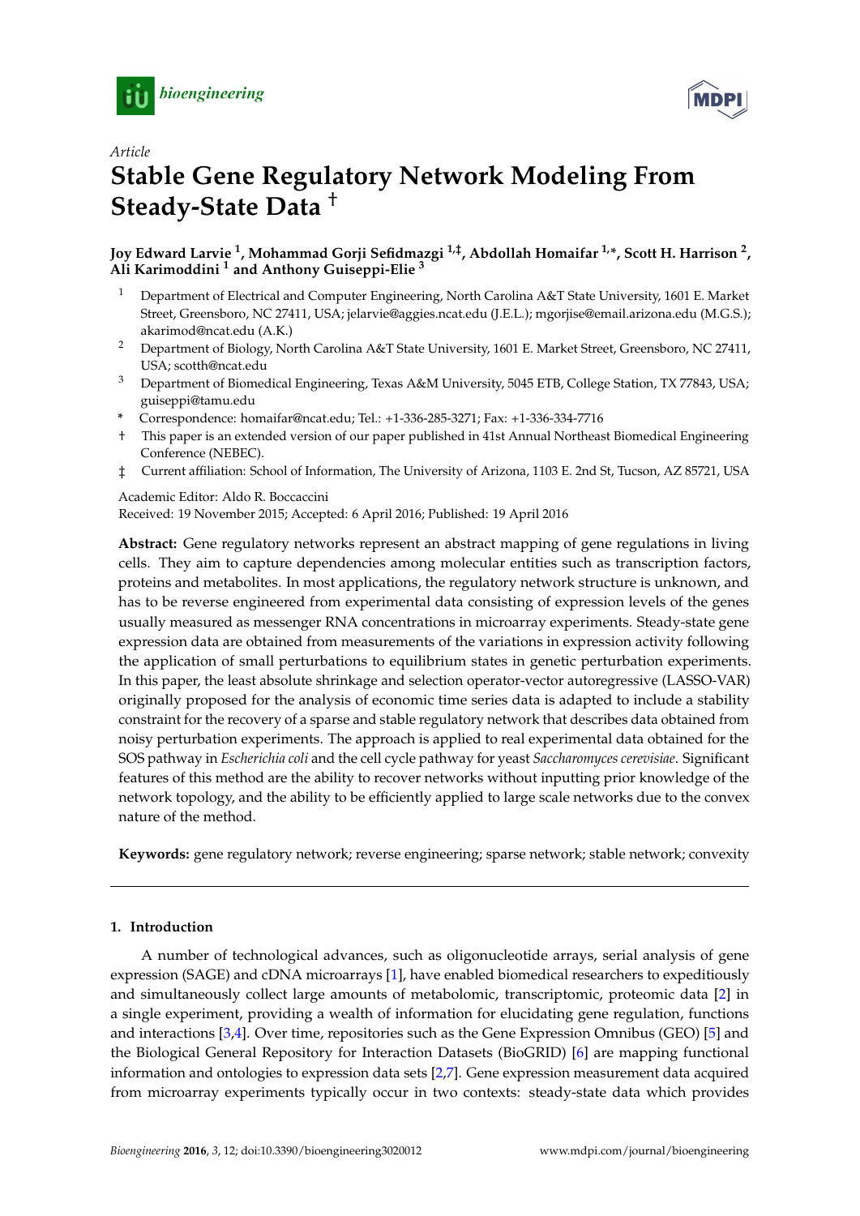*Article*

# Stable Gene Regulatory Network Modeling From Steady-State Data †

**Joy Edward Larvie [1], Mohammad Gorji Sefidmazgi [1,‡], Abdollah Homaifar [1,*], Scott H. Harrison [2], Ali Karimoddini [1] and Anthony Guiseppi-Elie [3]**

[1] Department of Electrical and Computer Engineering, North Carolina A&T State University, 1601 E. Market Street, Greensboro, NC 27411, USA; jelarvie@aggies.ncat.edu (J.E.L.); mgorjise@email.arizona.edu (M.G.S.); akarimod@ncat.edu (A.K.)

[2] Department of Biology, North Carolina A&T State University, 1601 E. Market Street, Greensboro, NC 27411, USA; scotth@ncat.edu

[3] Department of Biomedical Engineering, Texas A&M University, 5045 ETB, College Station, TX 77843, USA; guiseppi@tamu.edu

\* Correspondence: homaifar@ncat.edu; Tel.: +1-336-285-3271; Fax: +1-336-334-7716

† This paper is an extended version of our paper published in 41st Annual Northeast Biomedical Engineering Conference (NEBEC).

‡ Current affiliation: School of Information, The University of Arizona, 1103 E. 2nd St, Tucson, AZ 85721, USA

Academic Editor: Aldo R. Boccaccini

Received: 19 November 2015; Accepted: 6 April 2016; Published: 19 April 2016

**Abstract:** Gene regulatory networks represent an abstract mapping of gene regulations in living cells. They aim to capture dependencies among molecular entities such as transcription factors, proteins and metabolites. In most applications, the regulatory network structure is unknown, and has to be reverse engineered from experimental data consisting of expression levels of the genes usually measured as messenger RNA concentrations in microarray experiments. Steady-state gene expression data are obtained from measurements of the variations in expression activity following the application of small perturbations to equilibrium states in genetic perturbation experiments. In this paper, the least absolute shrinkage and selection operator-vector autoregressive (LASSO-VAR) originally proposed for the analysis of economic time series data is adapted to include a stability constraint for the recovery of a sparse and stable regulatory network that describes data obtained from noisy perturbation experiments. The approach is applied to real experimental data obtained for the SOS pathway in *Escherichia coli* and the cell cycle pathway for yeast *Saccharomyces cerevisiae*. Significant features of this method are the ability to recover networks without inputting prior knowledge of the network topology, and the ability to be efficiently applied to large scale networks due to the convex nature of the method.

**Keywords:** gene regulatory network; reverse engineering; sparse network; stable network; convexity

## 1. Introduction

A number of technological advances, such as oligonucleotide arrays, serial analysis of gene expression (SAGE) and cDNA microarrays [1], have enabled biomedical researchers to expeditiously and simultaneously collect large amounts of metabolomic, transcriptomic, proteomic data [2] in a single experiment, providing a wealth of information for elucidating gene regulation, functions and interactions [3,4]. Over time, repositories such as the Gene Expression Omnibus (GEO) [5] and the Biological General Repository for Interaction Datasets (BioGRID) [6] are mapping functional information and ontologies to expression data sets [2,7]. Gene expression measurement data acquired from microarray experiments typically occur in two contexts: steady-state data which provides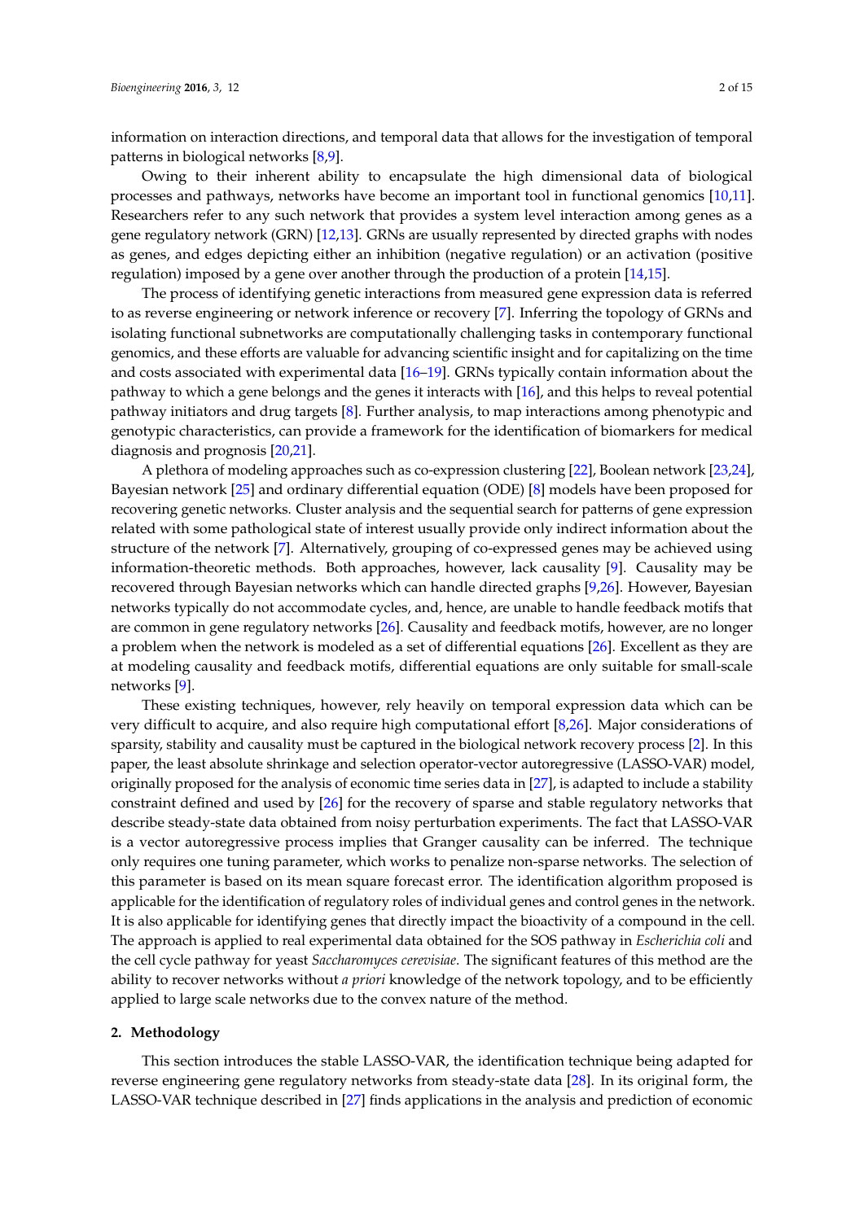information on interaction directions, and temporal data that allows for the investigation of temporal patterns in biological networks [8,9].

Owing to their inherent ability to encapsulate the high dimensional data of biological processes and pathways, networks have become an important tool in functional genomics [10,11]. Researchers refer to any such network that provides a system level interaction among genes as a gene regulatory network (GRN) [12,13]. GRNs are usually represented by directed graphs with nodes as genes, and edges depicting either an inhibition (negative regulation) or an activation (positive regulation) imposed by a gene over another through the production of a protein [14,15].

The process of identifying genetic interactions from measured gene expression data is referred to as reverse engineering or network inference or recovery [7]. Inferring the topology of GRNs and isolating functional subnetworks are computationally challenging tasks in contemporary functional genomics, and these efforts are valuable for advancing scientific insight and for capitalizing on the time and costs associated with experimental data [16–19]. GRNs typically contain information about the pathway to which a gene belongs and the genes it interacts with [16], and this helps to reveal potential pathway initiators and drug targets [8]. Further analysis, to map interactions among phenotypic and genotypic characteristics, can provide a framework for the identification of biomarkers for medical diagnosis and prognosis [20,21].

A plethora of modeling approaches such as co-expression clustering [22], Boolean network [23,24], Bayesian network [25] and ordinary differential equation (ODE) [8] models have been proposed for recovering genetic networks. Cluster analysis and the sequential search for patterns of gene expression related with some pathological state of interest usually provide only indirect information about the structure of the network [7]. Alternatively, grouping of co-expressed genes may be achieved using information-theoretic methods. Both approaches, however, lack causality [9]. Causality may be recovered through Bayesian networks which can handle directed graphs [9,26]. However, Bayesian networks typically do not accommodate cycles, and, hence, are unable to handle feedback motifs that are common in gene regulatory networks [26]. Causality and feedback motifs, however, are no longer a problem when the network is modeled as a set of differential equations [26]. Excellent as they are at modeling causality and feedback motifs, differential equations are only suitable for small-scale networks [9].

These existing techniques, however, rely heavily on temporal expression data which can be very difficult to acquire, and also require high computational effort [8,26]. Major considerations of sparsity, stability and causality must be captured in the biological network recovery process [2]. In this paper, the least absolute shrinkage and selection operator-vector autoregressive (LASSO-VAR) model, originally proposed for the analysis of economic time series data in [27], is adapted to include a stability constraint defined and used by [26] for the recovery of sparse and stable regulatory networks that describe steady-state data obtained from noisy perturbation experiments. The fact that LASSO-VAR is a vector autoregressive process implies that Granger causality can be inferred. The technique only requires one tuning parameter, which works to penalize non-sparse networks. The selection of this parameter is based on its mean square forecast error. The identification algorithm proposed is applicable for the identification of regulatory roles of individual genes and control genes in the network. It is also applicable for identifying genes that directly impact the bioactivity of a compound in the cell. The approach is applied to real experimental data obtained for the SOS pathway in *Escherichia coli* and the cell cycle pathway for yeast *Saccharomyces cerevisiae*. The significant features of this method are the ability to recover networks without *a priori* knowledge of the network topology, and to be efficiently applied to large scale networks due to the convex nature of the method.

## 2. Methodology

This section introduces the stable LASSO-VAR, the identification technique being adapted for reverse engineering gene regulatory networks from steady-state data [28]. In its original form, the LASSO-VAR technique described in [27] finds applications in the analysis and prediction of economic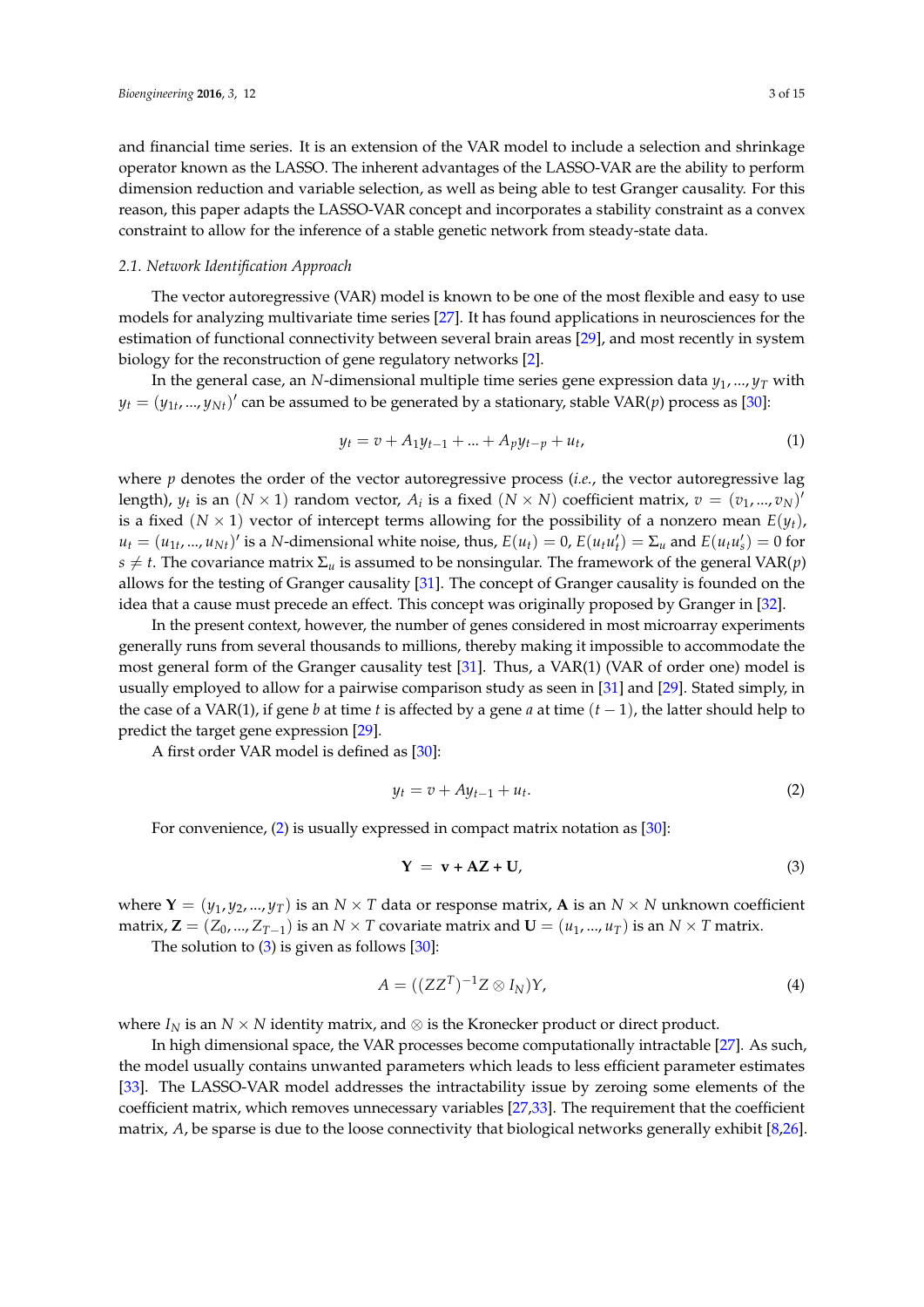and financial time series. It is an extension of the VAR model to include a selection and shrinkage operator known as the LASSO. The inherent advantages of the LASSO-VAR are the ability to perform dimension reduction and variable selection, as well as being able to test Granger causality. For this reason, this paper adapts the LASSO-VAR concept and incorporates a stability constraint as a convex constraint to allow for the inference of a stable genetic network from steady-state data.

### 2.1. Network Identification Approach

The vector autoregressive (VAR) model is known to be one of the most flexible and easy to use models for analyzing multivariate time series [27]. It has found applications in neurosciences for the estimation of functional connectivity between several brain areas [29], and most recently in system biology for the reconstruction of gene regulatory networks [2].

In the general case, an $N$-dimensional multiple time series gene expression data $y_1, ..., y_T$ with $y_t = (y_{1t}, ..., y_{Nt})'$ can be assumed to be generated by a stationary, stable VAR($p$) process as [30]:

$$y_t = v + A_1 y_{t-1} + ... + A_p y_{t-p} + u_t, \tag{1}$$

where $p$ denotes the order of the vector autoregressive process (*i.e.*, the vector autoregressive lag length), $y_t$ is an $(N \times 1)$ random vector, $A_i$ is a fixed $(N \times N)$ coefficient matrix, $v = (v_1, ..., v_N)'$ is a fixed $(N \times 1)$ vector of intercept terms allowing for the possibility of a nonzero mean $E(y_t)$, $u_t = (u_{1t}, ..., u_{Nt})'$ is a $N$-dimensional white noise, thus, $E(u_t) = 0$, $E(u_t u_t') = \Sigma_u$ and $E(u_t u_s') = 0$ for $s \neq t$. The covariance matrix $\Sigma_u$ is assumed to be nonsingular. The framework of the general VAR($p$) allows for the testing of Granger causality [31]. The concept of Granger causality is founded on the idea that a cause must precede an effect. This concept was originally proposed by Granger in [32].

In the present context, however, the number of genes considered in most microarray experiments generally runs from several thousands to millions, thereby making it impossible to accommodate the most general form of the Granger causality test [31]. Thus, a VAR(1) (VAR of order one) model is usually employed to allow for a pairwise comparison study as seen in [31] and [29]. Stated simply, in the case of a VAR(1), if gene $b$ at time $t$ is affected by a gene $a$ at time $(t-1)$, the latter should help to predict the target gene expression [29].

A first order VAR model is defined as [30]:

$$y_t = v + A y_{t-1} + u_t. \tag{2}$$

For convenience, (2) is usually expressed in compact matrix notation as [30]:

$$\mathbf{Y} = \mathbf{v} + \mathbf{AZ} + \mathbf{U}, \tag{3}$$

where $\mathbf{Y} = (y_1, y_2, ..., y_T)$ is an $N \times T$ data or response matrix, $\mathbf{A}$ is an $N \times N$ unknown coefficient matrix, $\mathbf{Z} = (Z_0, ..., Z_{T-1})$ is an $N \times T$ covariate matrix and $\mathbf{U} = (u_1, ..., u_T)$ is an $N \times T$ matrix.

The solution to (3) is given as follows [30]:

$$A = ((ZZ^T)^{-1} Z \otimes I_N) Y, \tag{4}$$

where $I_N$ is an $N \times N$ identity matrix, and $\otimes$ is the Kronecker product or direct product.

In high dimensional space, the VAR processes become computationally intractable [27]. As such, the model usually contains unwanted parameters which leads to less efficient parameter estimates [33]. The LASSO-VAR model addresses the intractability issue by zeroing some elements of the coefficient matrix, which removes unnecessary variables [27,33]. The requirement that the coefficient matrix, $A$, be sparse is due to the loose connectivity that biological networks generally exhibit [8,26].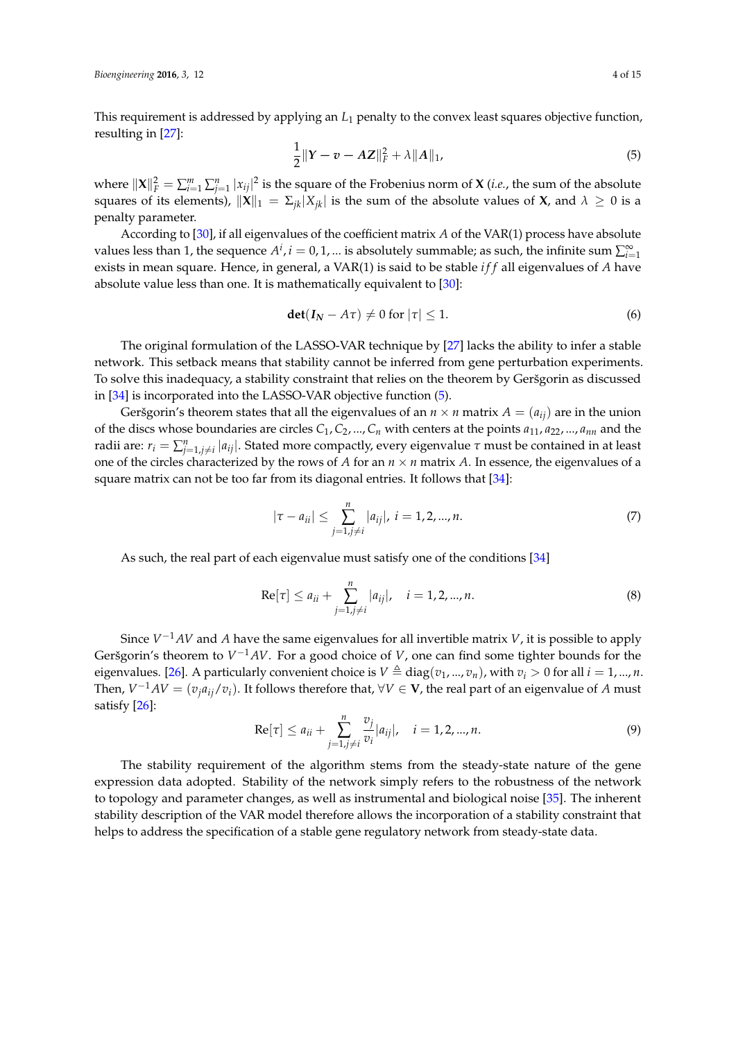This requirement is addressed by applying an $L_1$ penalty to the convex least squares objective function, resulting in [27]:

$$\frac{1}{2}\|\boldsymbol{Y} - \boldsymbol{v} - \boldsymbol{AZ}\|_F^2 + \lambda\|\boldsymbol{A}\|_1, \tag{5}$$

where $\|\mathbf{X}\|_F^2 = \sum_{i=1}^{m}\sum_{j=1}^{n}|x_{ij}|^2$ is the square of the Frobenius norm of $\mathbf{X}$ (*i.e.*, the sum of the absolute squares of its elements), $\|\mathbf{X}\|_1 = \Sigma_{jk}|X_{jk}|$ is the sum of the absolute values of $\mathbf{X}$, and $\lambda \geq 0$ is a penalty parameter.

According to [30], if all eigenvalues of the coefficient matrix $A$ of the VAR(1) process have absolute values less than 1, the sequence $A^i, i = 0, 1, ...$ is absolutely summable; as such, the infinite sum $\sum_{i=1}^{\infty}$ exists in mean square. Hence, in general, a VAR(1) is said to be stable *iff* all eigenvalues of $A$ have absolute value less than one. It is mathematically equivalent to [30]:

$$\mathbf{det}(\boldsymbol{I_N} - A\tau) \neq 0 \text{ for } |\tau| \leq 1. \tag{6}$$

The original formulation of the LASSO-VAR technique by [27] lacks the ability to infer a stable network. This setback means that stability cannot be inferred from gene perturbation experiments. To solve this inadequacy, a stability constraint that relies on the theorem by Geršgorin as discussed in [34] is incorporated into the LASSO-VAR objective function (5).

Geršgorin's theorem states that all the eigenvalues of an $n \times n$ matrix $A = (a_{ij})$ are in the union of the discs whose boundaries are circles $C_1, C_2, ..., C_n$ with centers at the points $a_{11}, a_{22}, ..., a_{nn}$ and the radii are: $r_i = \sum_{j=1, j\neq i}^{n}|a_{ij}|$. Stated more compactly, every eigenvalue $\tau$ must be contained in at least one of the circles characterized by the rows of $A$ for an $n \times n$ matrix $A$. In essence, the eigenvalues of a square matrix can not be too far from its diagonal entries. It follows that [34]:

$$|\tau - a_{ii}| \leq \sum_{j=1, j\neq i}^{n}|a_{ij}|, \; i = 1, 2, ..., n. \tag{7}$$

As such, the real part of each eigenvalue must satisfy one of the conditions [34]

$$\text{Re}[\tau] \leq a_{ii} + \sum_{j=1, j\neq i}^{n}|a_{ij}|, \quad i = 1, 2, ..., n. \tag{8}$$

Since $V^{-1}AV$ and $A$ have the same eigenvalues for all invertible matrix $V$, it is possible to apply Geršgorin's theorem to $V^{-1}AV$. For a good choice of $V$, one can find some tighter bounds for the eigenvalues. [26]. A particularly convenient choice is $V \triangleq \text{diag}(v_1, ..., v_n)$, with $v_i > 0$ for all $i = 1, ..., n$. Then, $V^{-1}AV = (v_j a_{ij}/v_i)$. It follows therefore that, $\forall V \in \mathbf{V}$, the real part of an eigenvalue of $A$ must satisfy [26]:

$$\text{Re}[\tau] \leq a_{ii} + \sum_{j=1, j\neq i}^{n}\frac{v_j}{v_i}|a_{ij}|, \quad i = 1, 2, ..., n. \tag{9}$$

The stability requirement of the algorithm stems from the steady-state nature of the gene expression data adopted. Stability of the network simply refers to the robustness of the network to topology and parameter changes, as well as instrumental and biological noise [35]. The inherent stability description of the VAR model therefore allows the incorporation of a stability constraint that helps to address the specification of a stable gene regulatory network from steady-state data.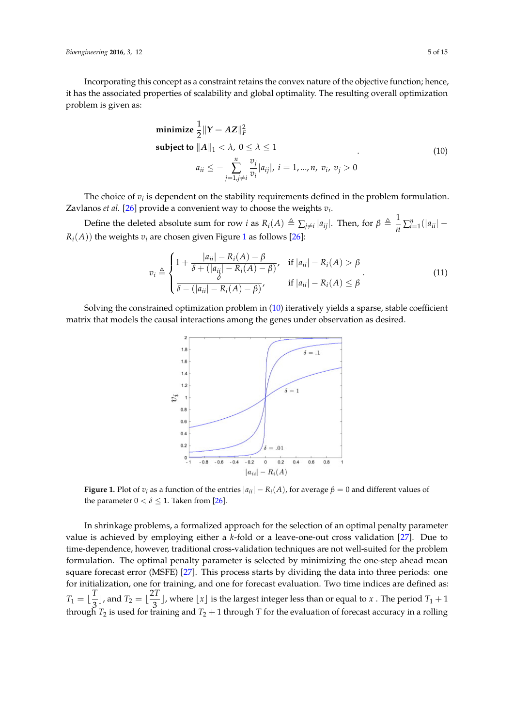Incorporating this concept as a constraint retains the convex nature of the objective function; hence, it has the associated properties of scalability and global optimality. The resulting overall optimization problem is given as:

$$
\begin{aligned}
&\textbf{minimize } \frac{1}{2}\|Y - AZ\|_F^2 \\
&\textbf{subject to } \|A\|_1 < \lambda,\ 0 \le \lambda \le 1 \\
&\qquad a_{ii} \le -\sum_{j=1, j\neq i}^{n} \frac{v_j}{v_i}|a_{ij}|,\ i = 1, \ldots, n,\ v_i,\ v_j > 0
\end{aligned}
\tag{10}
$$

The choice of $v_i$ is dependent on the stability requirements defined in the problem formulation. Zavlanos *et al.* [26] provide a convenient way to choose the weights $v_i$.

Define the deleted absolute sum for row $i$ as $R_i(A) \triangleq \sum_{j\neq i}|a_{ij}|$. Then, for $\beta \triangleq \frac{1}{n}\sum_{i=1}^{n}(|a_{ii}| - R_i(A))$ the weights $v_i$ are chosen given Figure 1 as follows [26]:

$$
v_i \triangleq \begin{cases} 1 + \dfrac{|a_{ii}| - R_i(A) - \beta}{\delta + (|a_{ii}| - R_i(A) - \beta)}, & \text{if } |a_{ii}| - R_i(A) > \beta \\[2ex] \dfrac{\delta}{\delta - (|a_{ii}| - R_i(A) - \beta)}, & \text{if } |a_{ii}| - R_i(A) \le \beta \end{cases}
\tag{11}
$$

Solving the constrained optimization problem in (10) iteratively yields a sparse, stable coefficient matrix that models the causal interactions among the genes under observation as desired.

**Figure 1.** Plot of $v_i$ as a function of the entries $|a_{ii}| - R_i(A)$, for average $\beta = 0$ and different values of the parameter $0 < \delta \le 1$. Taken from [26].

In shrinkage problems, a formalized approach for the selection of an optimal penalty parameter value is achieved by employing either a $k$-fold or a leave-one-out cross validation [27]. Due to time-dependence, however, traditional cross-validation techniques are not well-suited for the problem formulation. The optimal penalty parameter is selected by minimizing the one-step ahead mean square forecast error (MSFE) [27]. This process starts by dividing the data into three periods: one for initialization, one for training, and one for forecast evaluation. Two time indices are defined as: $T_1 = \lfloor \frac{T}{3} \rfloor$, and $T_2 = \lfloor \frac{2T}{3} \rfloor$, where $\lfloor x \rfloor$ is the largest integer less than or equal to $x$ . The period $T_1 + 1$ through $T_2$ is used for training and $T_2 + 1$ through $T$ for the evaluation of forecast accuracy in a rolling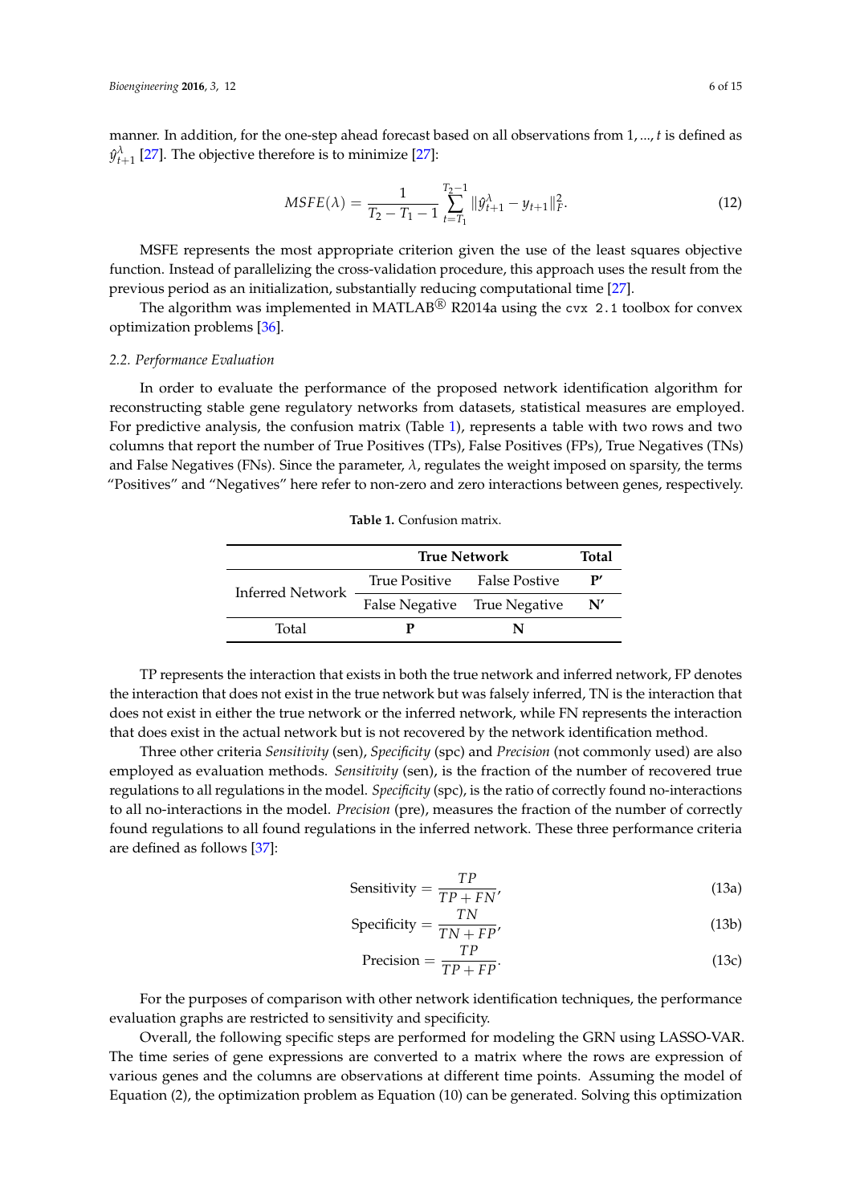manner. In addition, for the one-step ahead forecast based on all observations from $1, ..., t$ is defined as $\hat{y}_{t+1}^{\lambda}$ [27]. The objective therefore is to minimize [27]:

$$MSFE(\lambda) = \frac{1}{T_2 - T_1 - 1} \sum_{t=T_1}^{T_2-1} \|\hat{y}_{t+1}^{\lambda} - y_{t+1}\|_F^2. \tag{12}$$

MSFE represents the most appropriate criterion given the use of the least squares objective function. Instead of parallelizing the cross-validation procedure, this approach uses the result from the previous period as an initialization, substantially reducing computational time [27].

The algorithm was implemented in MATLAB® R2014a using the `cvx 2.1` toolbox for convex optimization problems [36].

### 2.2. Performance Evaluation

In order to evaluate the performance of the proposed network identification algorithm for reconstructing stable gene regulatory networks from datasets, statistical measures are employed. For predictive analysis, the confusion matrix (Table 1), represents a table with two rows and two columns that report the number of True Positives (TPs), False Positives (FPs), True Negatives (TNs) and False Negatives (FNs). Since the parameter, $\lambda$, regulates the weight imposed on sparsity, the terms "Positives" and "Negatives" here refer to non-zero and zero interactions between genes, respectively.

**Table 1.** Confusion matrix.

| | **True Network** | | **Total** |
|---|---|---|---|
| Inferred Network | True Positive | False Postive | **P′** |
| | False Negative | True Negative | **N′** |
| Total | **P** | **N** | |

TP represents the interaction that exists in both the true network and inferred network, FP denotes the interaction that does not exist in the true network but was falsely inferred, TN is the interaction that does not exist in either the true network or the inferred network, while FN represents the interaction that does exist in the actual network but is not recovered by the network identification method.

Three other criteria *Sensitivity* (sen), *Specificity* (spc) and *Precision* (not commonly used) are also employed as evaluation methods. *Sensitivity* (sen), is the fraction of the number of recovered true regulations to all regulations in the model. *Specificity* (spc), is the ratio of correctly found no-interactions to all no-interactions in the model. *Precision* (pre), measures the fraction of the number of correctly found regulations to all found regulations in the inferred network. These three performance criteria are defined as follows [37]:

$$\text{Sensitivity} = \frac{TP}{TP + FN}, \tag{13a}$$

$$\text{Specificity} = \frac{TN}{TN + FP}, \tag{13b}$$

$$\text{Precision} = \frac{TP}{TP + FP}. \tag{13c}$$

For the purposes of comparison with other network identification techniques, the performance evaluation graphs are restricted to sensitivity and specificity.

Overall, the following specific steps are performed for modeling the GRN using LASSO-VAR. The time series of gene expressions are converted to a matrix where the rows are expression of various genes and the columns are observations at different time points. Assuming the model of Equation (2), the optimization problem as Equation (10) can be generated. Solving this optimization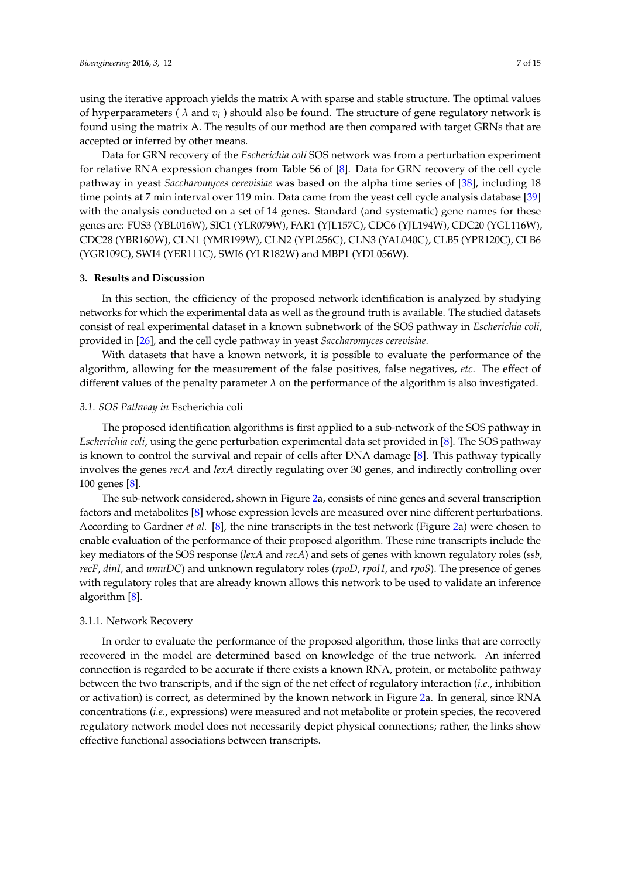using the iterative approach yields the matrix A with sparse and stable structure. The optimal values of hyperparameters ( $\lambda$ and $v_i$ ) should also be found. The structure of gene regulatory network is found using the matrix A. The results of our method are then compared with target GRNs that are accepted or inferred by other means.

Data for GRN recovery of the *Escherichia coli* SOS network was from a perturbation experiment for relative RNA expression changes from Table S6 of [8]. Data for GRN recovery of the cell cycle pathway in yeast *Saccharomyces cerevisiae* was based on the alpha time series of [38], including 18 time points at 7 min interval over 119 min. Data came from the yeast cell cycle analysis database [39] with the analysis conducted on a set of 14 genes. Standard (and systematic) gene names for these genes are: FUS3 (YBL016W), SIC1 (YLR079W), FAR1 (YJL157C), CDC6 (YJL194W), CDC20 (YGL116W), CDC28 (YBR160W), CLN1 (YMR199W), CLN2 (YPL256C), CLN3 (YAL040C), CLB5 (YPR120C), CLB6 (YGR109C), SWI4 (YER111C), SWI6 (YLR182W) and MBP1 (YDL056W).

## 3. Results and Discussion

In this section, the efficiency of the proposed network identification is analyzed by studying networks for which the experimental data as well as the ground truth is available. The studied datasets consist of real experimental dataset in a known subnetwork of the SOS pathway in *Escherichia coli*, provided in [26], and the cell cycle pathway in yeast *Saccharomyces cerevisiae*.

With datasets that have a known network, it is possible to evaluate the performance of the algorithm, allowing for the measurement of the false positives, false negatives, *etc*. The effect of different values of the penalty parameter $\lambda$ on the performance of the algorithm is also investigated.

### 3.1. SOS Pathway in Escherichia coli

The proposed identification algorithms is first applied to a sub-network of the SOS pathway in *Escherichia coli*, using the gene perturbation experimental data set provided in [8]. The SOS pathway is known to control the survival and repair of cells after DNA damage [8]. This pathway typically involves the genes *recA* and *lexA* directly regulating over 30 genes, and indirectly controlling over 100 genes [8].

The sub-network considered, shown in Figure 2a, consists of nine genes and several transcription factors and metabolites [8] whose expression levels are measured over nine different perturbations. According to Gardner *et al.* [8], the nine transcripts in the test network (Figure 2a) were chosen to enable evaluation of the performance of their proposed algorithm. These nine transcripts include the key mediators of the SOS response (*lexA* and *recA*) and sets of genes with known regulatory roles (*ssb*, *recF*, *dinI*, and *umuDC*) and unknown regulatory roles (*rpoD*, *rpoH*, and *rpoS*). The presence of genes with regulatory roles that are already known allows this network to be used to validate an inference algorithm [8].

#### 3.1.1. Network Recovery

In order to evaluate the performance of the proposed algorithm, those links that are correctly recovered in the model are determined based on knowledge of the true network. An inferred connection is regarded to be accurate if there exists a known RNA, protein, or metabolite pathway between the two transcripts, and if the sign of the net effect of regulatory interaction (*i.e.*, inhibition or activation) is correct, as determined by the known network in Figure 2a. In general, since RNA concentrations (*i.e.*, expressions) were measured and not metabolite or protein species, the recovered regulatory network model does not necessarily depict physical connections; rather, the links show effective functional associations between transcripts.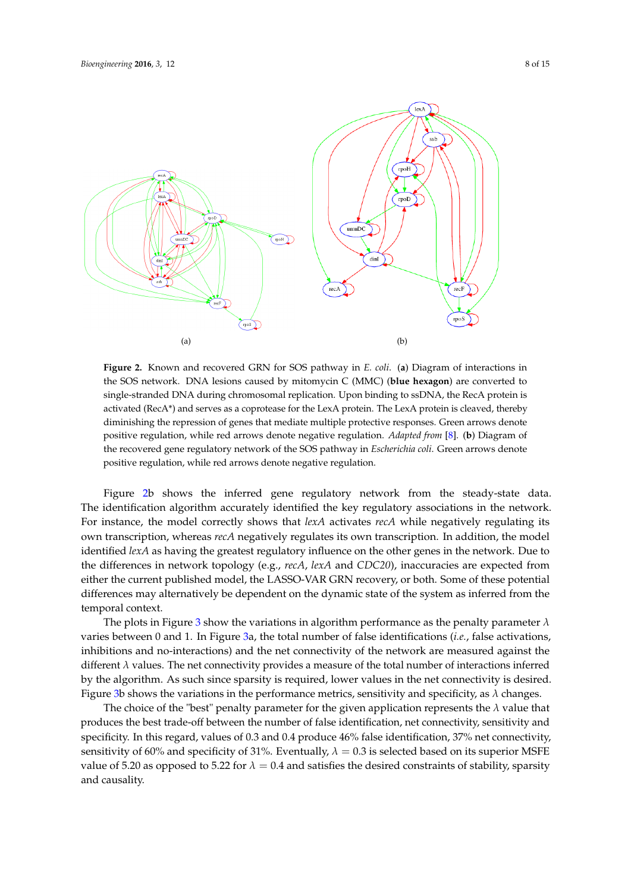**Figure 2.** Known and recovered GRN for SOS pathway in *E. coli*. (**a**) Diagram of interactions in the SOS network. DNA lesions caused by mitomycin C (MMC) (**blue hexagon**) are converted to single-stranded DNA during chromosomal replication. Upon binding to ssDNA, the RecA protein is activated (RecA*) and serves as a coprotease for the LexA protein. The LexA protein is cleaved, thereby diminishing the repression of genes that mediate multiple protective responses. Green arrows denote positive regulation, while red arrows denote negative regulation. *Adapted from* [8]. (**b**) Diagram of the recovered gene regulatory network of the SOS pathway in *Escherichia coli*. Green arrows denote positive regulation, while red arrows denote negative regulation.

Figure 2b shows the inferred gene regulatory network from the steady-state data. The identification algorithm accurately identified the key regulatory associations in the network. For instance, the model correctly shows that *lexA* activates *recA* while negatively regulating its own transcription, whereas *recA* negatively regulates its own transcription. In addition, the model identified *lexA* as having the greatest regulatory influence on the other genes in the network. Due to the differences in network topology (e.g., *recA*, *lexA* and *CDC20*), inaccuracies are expected from either the current published model, the LASSO-VAR GRN recovery, or both. Some of these potential differences may alternatively be dependent on the dynamic state of the system as inferred from the temporal context.

The plots in Figure 3 show the variations in algorithm performance as the penalty parameter $\lambda$ varies between 0 and 1. In Figure 3a, the total number of false identifications (*i.e.*, false activations, inhibitions and no-interactions) and the net connectivity of the network are measured against the different $\lambda$ values. The net connectivity provides a measure of the total number of interactions inferred by the algorithm. As such since sparsity is required, lower values in the net connectivity is desired. Figure 3b shows the variations in the performance metrics, sensitivity and specificity, as $\lambda$ changes.

The choice of the "best" penalty parameter for the given application represents the $\lambda$ value that produces the best trade-off between the number of false identification, net connectivity, sensitivity and specificity. In this regard, values of 0.3 and 0.4 produce 46% false identification, 37% net connectivity, sensitivity of 60% and specificity of 31%. Eventually, $\lambda = 0.3$ is selected based on its superior MSFE value of 5.20 as opposed to 5.22 for $\lambda = 0.4$ and satisfies the desired constraints of stability, sparsity and causality.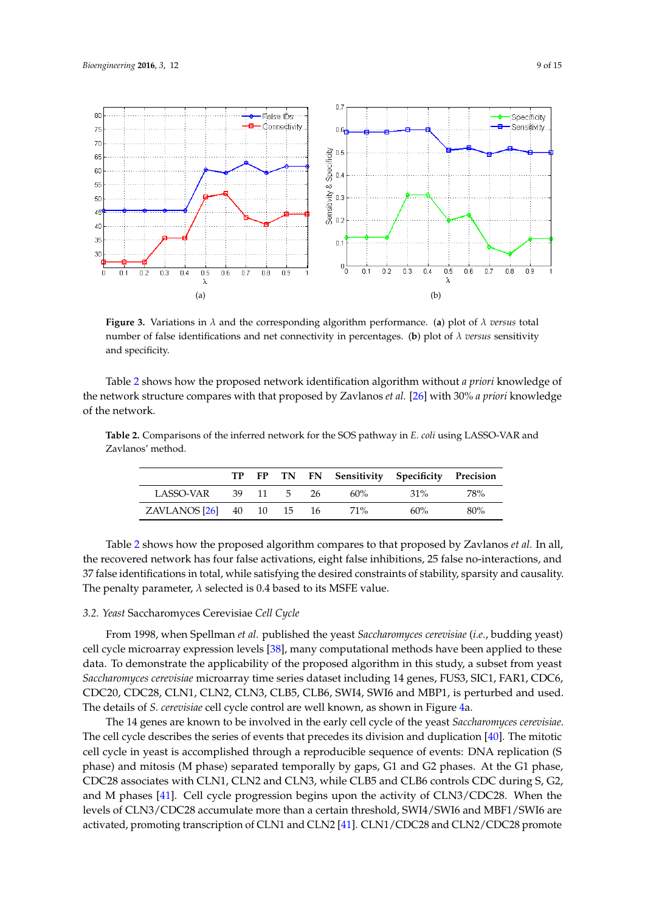**Figure 3.** Variations in $\lambda$ and the corresponding algorithm performance. (**a**) plot of $\lambda$ *versus* total number of false identifications and net connectivity in percentages. (**b**) plot of $\lambda$ *versus* sensitivity and specificity.

Table 2 shows how the proposed network identification algorithm without *a priori* knowledge of the network structure compares with that proposed by Zavlanos *et al.* [26] with 30% *a priori* knowledge of the network.

**Table 2.** Comparisons of the inferred network for the SOS pathway in *E. coli* using LASSO-VAR and Zavlanos' method.

| | TP | FP | TN | FN | Sensitivity | Specificity | Precision |
|---|---|---|---|---|---|---|---|
| LASSO-VAR | 39 | 11 | 5 | 26 | 60% | 31% | 78% |
| ZAVLANOS [26] | 40 | 10 | 15 | 16 | 71% | 60% | 80% |

Table 2 shows how the proposed algorithm compares to that proposed by Zavlanos *et al.* In all, the recovered network has four false activations, eight false inhibitions, 25 false no-interactions, and 37 false identifications in total, while satisfying the desired constraints of stability, sparsity and causality. The penalty parameter, $\lambda$ selected is 0.4 based to its MSFE value.

### 3.2. *Yeast* Saccharomyces Cerevisiae *Cell Cycle*

From 1998, when Spellman *et al.* published the yeast *Saccharomyces cerevisiae* (*i.e.*, budding yeast) cell cycle microarray expression levels [38], many computational methods have been applied to these data. To demonstrate the applicability of the proposed algorithm in this study, a subset from yeast *Saccharomyces cerevisiae* microarray time series dataset including 14 genes, FUS3, SIC1, FAR1, CDC6, CDC20, CDC28, CLN1, CLN2, CLN3, CLB5, CLB6, SWI4, SWI6 and MBP1, is perturbed and used. The details of *S. cerevisiae* cell cycle control are well known, as shown in Figure 4a.

The 14 genes are known to be involved in the early cell cycle of the yeast *Saccharomyces cerevisiae*. The cell cycle describes the series of events that precedes its division and duplication [40]. The mitotic cell cycle in yeast is accomplished through a reproducible sequence of events: DNA replication (S phase) and mitosis (M phase) separated temporally by gaps, G1 and G2 phases. At the G1 phase, CDC28 associates with CLN1, CLN2 and CLN3, while CLB5 and CLB6 controls CDC during S, G2, and M phases [41]. Cell cycle progression begins upon the activity of CLN3/CDC28. When the levels of CLN3/CDC28 accumulate more than a certain threshold, SWI4/SWI6 and MBF1/SWI6 are activated, promoting transcription of CLN1 and CLN2 [41]. CLN1/CDC28 and CLN2/CDC28 promote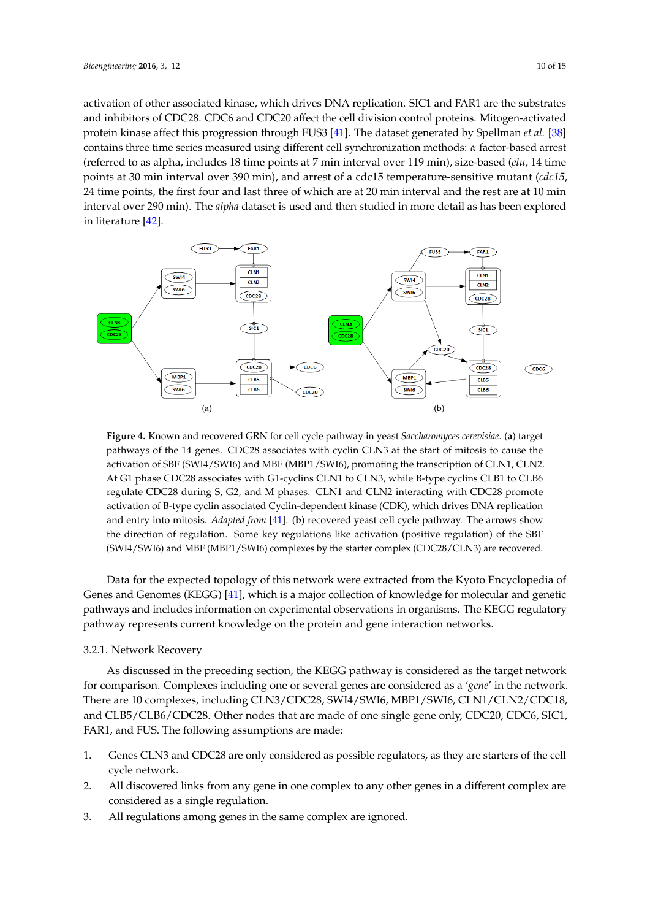activation of other associated kinase, which drives DNA replication. SIC1 and FAR1 are the substrates and inhibitors of CDC28. CDC6 and CDC20 affect the cell division control proteins. Mitogen-activated protein kinase affect this progression through FUS3 [41]. The dataset generated by Spellman *et al.* [38] contains three time series measured using different cell synchronization methods: $\alpha$ factor-based arrest (referred to as alpha, includes 18 time points at 7 min interval over 119 min), size-based (*elu*, 14 time points at 30 min interval over 390 min), and arrest of a cdc15 temperature-sensitive mutant (*cdc15*, 24 time points, the first four and last three of which are at 20 min interval and the rest are at 10 min interval over 290 min). The *alpha* dataset is used and then studied in more detail as has been explored in literature [42].

**Figure 4.** Known and recovered GRN for cell cycle pathway in yeast *Saccharomyces cerevisiae*. (**a**) target pathways of the 14 genes. CDC28 associates with cyclin CLN3 at the start of mitosis to cause the activation of SBF (SWI4/SWI6) and MBF (MBP1/SWI6), promoting the transcription of CLN1, CLN2. At G1 phase CDC28 associates with G1-cyclins CLN1 to CLN3, while B-type cyclins CLB1 to CLB6 regulate CDC28 during S, G2, and M phases. CLN1 and CLN2 interacting with CDC28 promote activation of B-type cyclin associated Cyclin-dependent kinase (CDK), which drives DNA replication and entry into mitosis. *Adapted from* [41]. (**b**) recovered yeast cell cycle pathway. The arrows show the direction of regulation. Some key regulations like activation (positive regulation) of the SBF (SWI4/SWI6) and MBF (MBP1/SWI6) complexes by the starter complex (CDC28/CLN3) are recovered.

Data for the expected topology of this network were extracted from the Kyoto Encyclopedia of Genes and Genomes (KEGG) [41], which is a major collection of knowledge for molecular and genetic pathways and includes information on experimental observations in organisms. The KEGG regulatory pathway represents current knowledge on the protein and gene interaction networks.

### 3.2.1. Network Recovery

As discussed in the preceding section, the KEGG pathway is considered as the target network for comparison. Complexes including one or several genes are considered as a '*gene*' in the network. There are 10 complexes, including CLN3/CDC28, SWI4/SWI6, MBP1/SWI6, CLN1/CLN2/CDC18, and CLB5/CLB6/CDC28. Other nodes that are made of one single gene only, CDC20, CDC6, SIC1, FAR1, and FUS. The following assumptions are made:

1. Genes CLN3 and CDC28 are only considered as possible regulators, as they are starters of the cell cycle network.
2. All discovered links from any gene in one complex to any other genes in a different complex are considered as a single regulation.
3. All regulations among genes in the same complex are ignored.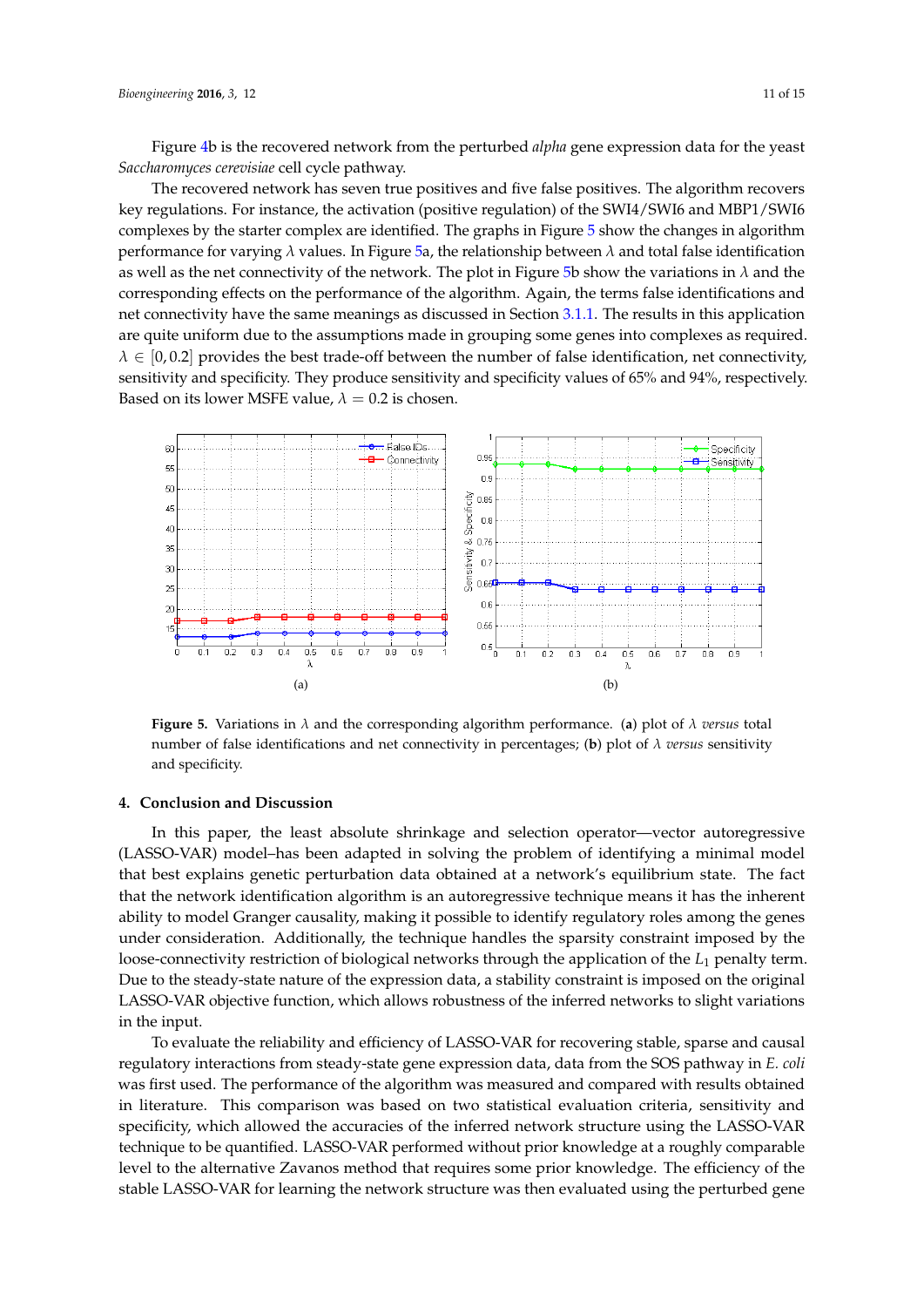Figure 4b is the recovered network from the perturbed *alpha* gene expression data for the yeast *Saccharomyces cerevisiae* cell cycle pathway.

The recovered network has seven true positives and five false positives. The algorithm recovers key regulations. For instance, the activation (positive regulation) of the SWI4/SWI6 and MBP1/SWI6 complexes by the starter complex are identified. The graphs in Figure 5 show the changes in algorithm performance for varying $\lambda$ values. In Figure 5a, the relationship between $\lambda$ and total false identification as well as the net connectivity of the network. The plot in Figure 5b show the variations in $\lambda$ and the corresponding effects on the performance of the algorithm. Again, the terms false identifications and net connectivity have the same meanings as discussed in Section 3.1.1. The results in this application are quite uniform due to the assumptions made in grouping some genes into complexes as required. $\lambda \in [0, 0.2]$ provides the best trade-off between the number of false identification, net connectivity, sensitivity and specificity. They produce sensitivity and specificity values of 65% and 94%, respectively. Based on its lower MSFE value, $\lambda = 0.2$ is chosen.

(a)

False IDs
Connectivity
60 55 50 45 40 35 30 25 20 15
0 0.1 0.2 0.3 0.4 0.5 0.6 0.7 0.8 0.9 1
λ

(b)

Specificity
Sensitivity
Sensitivity & Specificity
1 0.95 0.9 0.85 0.8 0.75 0.7 0.65 0.6 0.55 0.5
0 0.1 0.2 0.3 0.4 0.5 0.6 0.7 0.8 0.9 1
λ

**Figure 5.** Variations in $\lambda$ and the corresponding algorithm performance. (**a**) plot of $\lambda$ *versus* total number of false identifications and net connectivity in percentages; (**b**) plot of $\lambda$ *versus* sensitivity and specificity.

## 4. Conclusion and Discussion

In this paper, the least absolute shrinkage and selection operator—vector autoregressive (LASSO-VAR) model–has been adapted in solving the problem of identifying a minimal model that best explains genetic perturbation data obtained at a network's equilibrium state. The fact that the network identification algorithm is an autoregressive technique means it has the inherent ability to model Granger causality, making it possible to identify regulatory roles among the genes under consideration. Additionally, the technique handles the sparsity constraint imposed by the loose-connectivity restriction of biological networks through the application of the $L_1$ penalty term. Due to the steady-state nature of the expression data, a stability constraint is imposed on the original LASSO-VAR objective function, which allows robustness of the inferred networks to slight variations in the input.

To evaluate the reliability and efficiency of LASSO-VAR for recovering stable, sparse and causal regulatory interactions from steady-state gene expression data, data from the SOS pathway in *E. coli* was first used. The performance of the algorithm was measured and compared with results obtained in literature. This comparison was based on two statistical evaluation criteria, sensitivity and specificity, which allowed the accuracies of the inferred network structure using the LASSO-VAR technique to be quantified. LASSO-VAR performed without prior knowledge at a roughly comparable level to the alternative Zavanos method that requires some prior knowledge. The efficiency of the stable LASSO-VAR for learning the network structure was then evaluated using the perturbed gene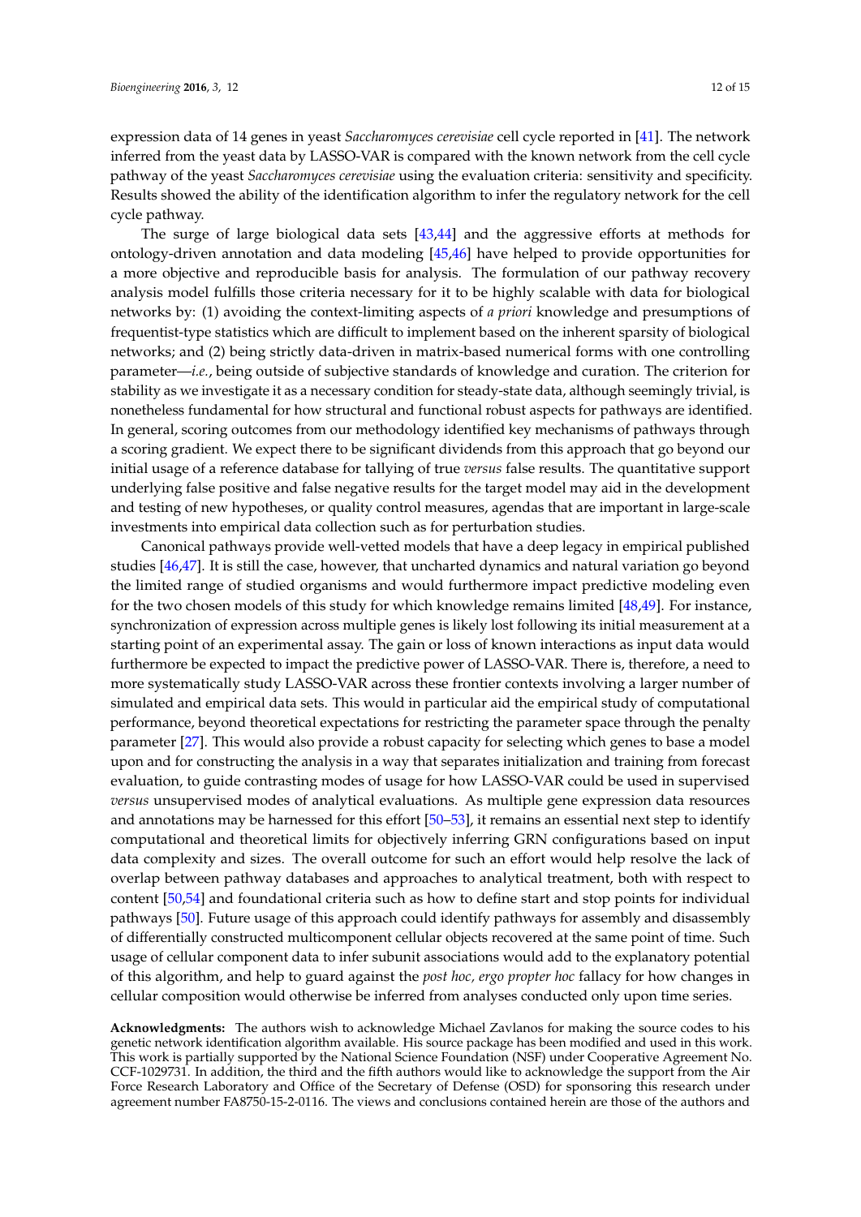expression data of 14 genes in yeast *Saccharomyces cerevisiae* cell cycle reported in [41]. The network inferred from the yeast data by LASSO-VAR is compared with the known network from the cell cycle pathway of the yeast *Saccharomyces cerevisiae* using the evaluation criteria: sensitivity and specificity. Results showed the ability of the identification algorithm to infer the regulatory network for the cell cycle pathway.

The surge of large biological data sets [43,44] and the aggressive efforts at methods for ontology-driven annotation and data modeling [45,46] have helped to provide opportunities for a more objective and reproducible basis for analysis. The formulation of our pathway recovery analysis model fulfills those criteria necessary for it to be highly scalable with data for biological networks by: (1) avoiding the context-limiting aspects of *a priori* knowledge and presumptions of frequentist-type statistics which are difficult to implement based on the inherent sparsity of biological networks; and (2) being strictly data-driven in matrix-based numerical forms with one controlling parameter—*i.e.*, being outside of subjective standards of knowledge and curation. The criterion for stability as we investigate it as a necessary condition for steady-state data, although seemingly trivial, is nonetheless fundamental for how structural and functional robust aspects for pathways are identified. In general, scoring outcomes from our methodology identified key mechanisms of pathways through a scoring gradient. We expect there to be significant dividends from this approach that go beyond our initial usage of a reference database for tallying of true *versus* false results. The quantitative support underlying false positive and false negative results for the target model may aid in the development and testing of new hypotheses, or quality control measures, agendas that are important in large-scale investments into empirical data collection such as for perturbation studies.

Canonical pathways provide well-vetted models that have a deep legacy in empirical published studies [46,47]. It is still the case, however, that uncharted dynamics and natural variation go beyond the limited range of studied organisms and would furthermore impact predictive modeling even for the two chosen models of this study for which knowledge remains limited [48,49]. For instance, synchronization of expression across multiple genes is likely lost following its initial measurement at a starting point of an experimental assay. The gain or loss of known interactions as input data would furthermore be expected to impact the predictive power of LASSO-VAR. There is, therefore, a need to more systematically study LASSO-VAR across these frontier contexts involving a larger number of simulated and empirical data sets. This would in particular aid the empirical study of computational performance, beyond theoretical expectations for restricting the parameter space through the penalty parameter [27]. This would also provide a robust capacity for selecting which genes to base a model upon and for constructing the analysis in a way that separates initialization and training from forecast evaluation, to guide contrasting modes of usage for how LASSO-VAR could be used in supervised *versus* unsupervised modes of analytical evaluations. As multiple gene expression data resources and annotations may be harnessed for this effort [50–53], it remains an essential next step to identify computational and theoretical limits for objectively inferring GRN configurations based on input data complexity and sizes. The overall outcome for such an effort would help resolve the lack of overlap between pathway databases and approaches to analytical treatment, both with respect to content [50,54] and foundational criteria such as how to define start and stop points for individual pathways [50]. Future usage of this approach could identify pathways for assembly and disassembly of differentially constructed multicomponent cellular objects recovered at the same point of time. Such usage of cellular component data to infer subunit associations would add to the explanatory potential of this algorithm, and help to guard against the *post hoc, ergo propter hoc* fallacy for how changes in cellular composition would otherwise be inferred from analyses conducted only upon time series.

**Acknowledgments:** The authors wish to acknowledge Michael Zavlanos for making the source codes to his genetic network identification algorithm available. His source package has been modified and used in this work. This work is partially supported by the National Science Foundation (NSF) under Cooperative Agreement No. CCF-1029731. In addition, the third and the fifth authors would like to acknowledge the support from the Air Force Research Laboratory and Office of the Secretary of Defense (OSD) for sponsoring this research under agreement number FA8750-15-2-0116. The views and conclusions contained herein are those of the authors and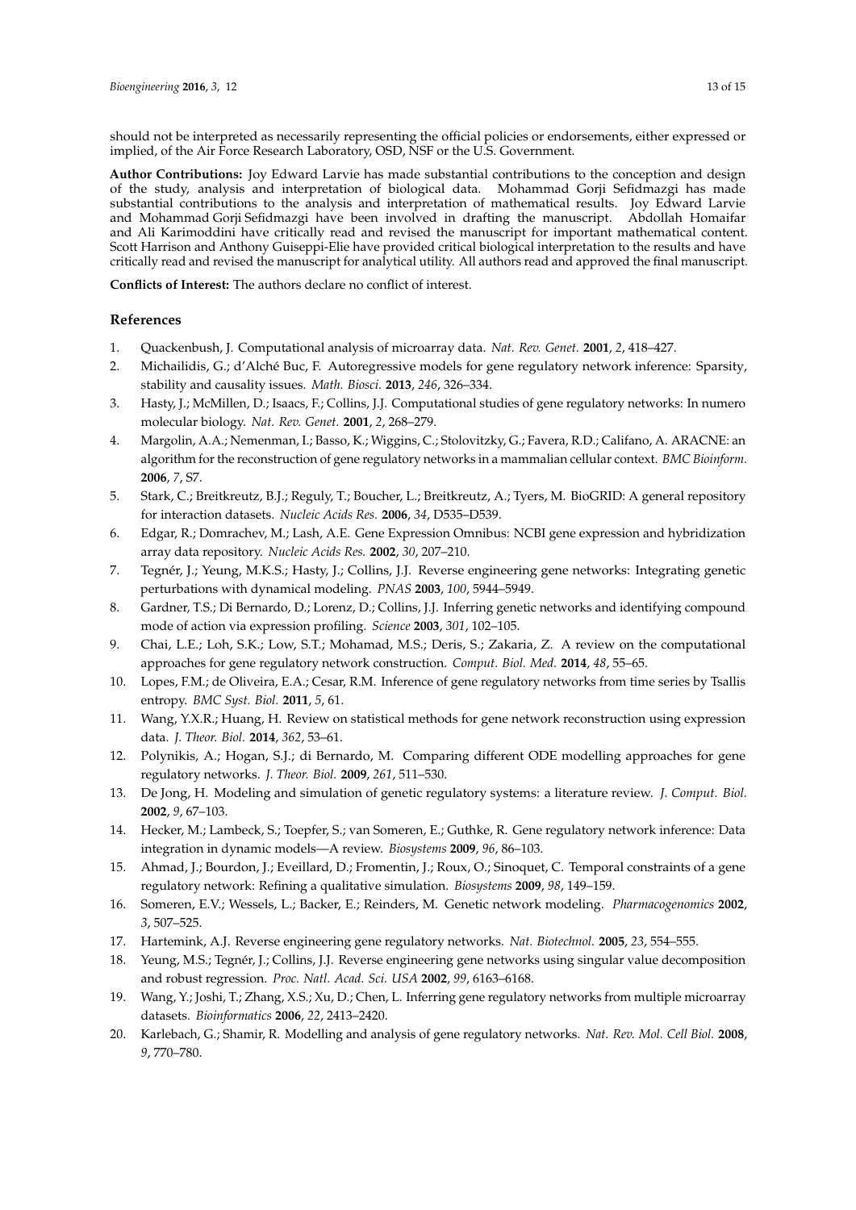should not be interpreted as necessarily representing the official policies or endorsements, either expressed or implied, of the Air Force Research Laboratory, OSD, NSF or the U.S. Government.

**Author Contributions:** Joy Edward Larvie has made substantial contributions to the conception and design of the study, analysis and interpretation of biological data. Mohammad Gorji Sefidmazgi has made substantial contributions to the analysis and interpretation of mathematical results. Joy Edward Larvie and Mohammad Gorji Sefidmazgi have been involved in drafting the manuscript. Abdollah Homaifar and Ali Karimoddini have critically read and revised the manuscript for important mathematical content. Scott Harrison and Anthony Guiseppi-Elie have provided critical biological interpretation to the results and have critically read and revised the manuscript for analytical utility. All authors read and approved the final manuscript.

**Conflicts of Interest:** The authors declare no conflict of interest.

## References

1. Quackenbush, J. Computational analysis of microarray data. *Nat. Rev. Genet.* **2001**, *2*, 418–427.
2. Michailidis, G.; d'Alché Buc, F. Autoregressive models for gene regulatory network inference: Sparsity, stability and causality issues. *Math. Biosci.* **2013**, *246*, 326–334.
3. Hasty, J.; McMillen, D.; Isaacs, F.; Collins, J.J. Computational studies of gene regulatory networks: In numero molecular biology. *Nat. Rev. Genet.* **2001**, *2*, 268–279.
4. Margolin, A.A.; Nemenman, I.; Basso, K.; Wiggins, C.; Stolovitzky, G.; Favera, R.D.; Califano, A. ARACNE: an algorithm for the reconstruction of gene regulatory networks in a mammalian cellular context. *BMC Bioinform.* **2006**, *7*, S7.
5. Stark, C.; Breitkreutz, B.J.; Reguly, T.; Boucher, L.; Breitkreutz, A.; Tyers, M. BioGRID: A general repository for interaction datasets. *Nucleic Acids Res.* **2006**, *34*, D535–D539.
6. Edgar, R.; Domrachev, M.; Lash, A.E. Gene Expression Omnibus: NCBI gene expression and hybridization array data repository. *Nucleic Acids Res.* **2002**, *30*, 207–210.
7. Tegnér, J.; Yeung, M.K.S.; Hasty, J.; Collins, J.J. Reverse engineering gene networks: Integrating genetic perturbations with dynamical modeling. *PNAS* **2003**, *100*, 5944–5949.
8. Gardner, T.S.; Di Bernardo, D.; Lorenz, D.; Collins, J.J. Inferring genetic networks and identifying compound mode of action via expression profiling. *Science* **2003**, *301*, 102–105.
9. Chai, L.E.; Loh, S.K.; Low, S.T.; Mohamad, M.S.; Deris, S.; Zakaria, Z. A review on the computational approaches for gene regulatory network construction. *Comput. Biol. Med.* **2014**, *48*, 55–65.
10. Lopes, F.M.; de Oliveira, E.A.; Cesar, R.M. Inference of gene regulatory networks from time series by Tsallis entropy. *BMC Syst. Biol.* **2011**, *5*, 61.
11. Wang, Y.X.R.; Huang, H. Review on statistical methods for gene network reconstruction using expression data. *J. Theor. Biol.* **2014**, *362*, 53–61.
12. Polynikis, A.; Hogan, S.J.; di Bernardo, M. Comparing different ODE modelling approaches for gene regulatory networks. *J. Theor. Biol.* **2009**, *261*, 511–530.
13. De Jong, H. Modeling and simulation of genetic regulatory systems: a literature review. *J. Comput. Biol.* **2002**, *9*, 67–103.
14. Hecker, M.; Lambeck, S.; Toepfer, S.; van Someren, E.; Guthke, R. Gene regulatory network inference: Data integration in dynamic models—A review. *Biosystems* **2009**, *96*, 86–103.
15. Ahmad, J.; Bourdon, J.; Eveillard, D.; Fromentin, J.; Roux, O.; Sinoquet, C. Temporal constraints of a gene regulatory network: Refining a qualitative simulation. *Biosystems* **2009**, *98*, 149–159.
16. Someren, E.V.; Wessels, L.; Backer, E.; Reinders, M. Genetic network modeling. *Pharmacogenomics* **2002**, *3*, 507–525.
17. Hartemink, A.J. Reverse engineering gene regulatory networks. *Nat. Biotechnol.* **2005**, *23*, 554–555.
18. Yeung, M.S.; Tegnér, J.; Collins, J.J. Reverse engineering gene networks using singular value decomposition and robust regression. *Proc. Natl. Acad. Sci. USA* **2002**, *99*, 6163–6168.
19. Wang, Y.; Joshi, T.; Zhang, X.S.; Xu, D.; Chen, L. Inferring gene regulatory networks from multiple microarray datasets. *Bioinformatics* **2006**, *22*, 2413–2420.
20. Karlebach, G.; Shamir, R. Modelling and analysis of gene regulatory networks. *Nat. Rev. Mol. Cell Biol.* **2008**, *9*, 770–780.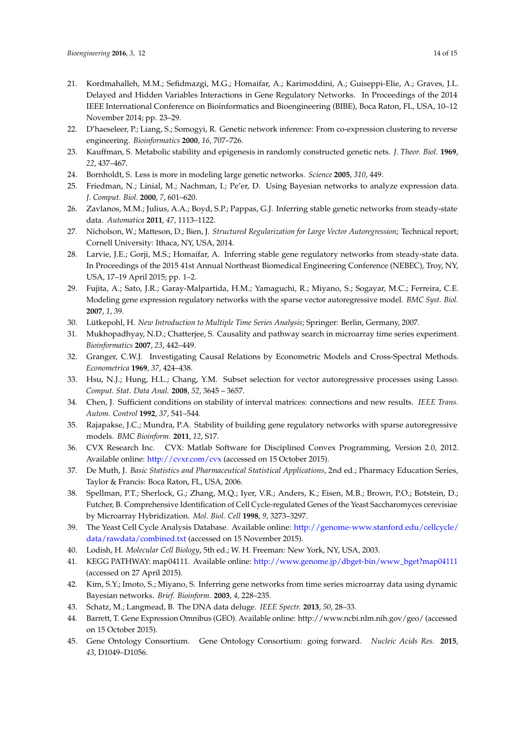21. Kordmahalleh, M.M.; Sefidmazgi, M.G.; Homaifar, A.; Karimoddini, A.; Guiseppi-Elie, A.; Graves, J.L. Delayed and Hidden Variables Interactions in Gene Regulatory Networks. In Proceedings of the 2014 IEEE International Conference on Bioinformatics and Bioengineering (BIBE), Boca Raton, FL, USA, 10–12 November 2014; pp. 23–29.
22. D'haeseleer, P.; Liang, S.; Somogyi, R. Genetic network inference: From co-expression clustering to reverse engineering. *Bioinformatics* **2000**, *16*, 707–726.
23. Kauffman, S. Metabolic stability and epigenesis in randomly constructed genetic nets. *J. Theor. Biol.* **1969**, *22*, 437–467.
24. Bornholdt, S. Less is more in modeling large genetic networks. *Science* **2005**, *310*, 449.
25. Friedman, N.; Linial, M.; Nachman, I.; Pe'er, D. Using Bayesian networks to analyze expression data. *J. Comput. Biol.* **2000**, *7*, 601–620.
26. Zavlanos, M.M.; Julius, A.A.; Boyd, S.P.; Pappas, G.J. Inferring stable genetic networks from steady-state data. *Automatica* **2011**, *47*, 1113–1122.
27. Nicholson, W.; Matteson, D.; Bien, J. *Structured Regularization for Large Vector Autoregression*; Technical report; Cornell University: Ithaca, NY, USA, 2014.
28. Larvie, J.E.; Gorji, M.S.; Homaifar, A. Inferring stable gene regulatory networks from steady-state data. In Proceedings of the 2015 41st Annual Northeast Biomedical Engineering Conference (NEBEC), Troy, NY, USA, 17–19 April 2015; pp. 1–2.
29. Fujita, A.; Sato, J.R.; Garay-Malpartida, H.M.; Yamaguchi, R.; Miyano, S.; Sogayar, M.C.; Ferreira, C.E. Modeling gene expression regulatory networks with the sparse vector autoregressive model. *BMC Syst. Biol.* **2007**, *1*, 39.
30. Lütkepohl, H. *New Introduction to Multiple Time Series Analysis*; Springer: Berlin, Germany, 2007.
31. Mukhopadhyay, N.D.; Chatterjee, S. Causality and pathway search in microarray time series experiment. *Bioinformatics* **2007**, *23*, 442–449.
32. Granger, C.W.J. Investigating Causal Relations by Econometric Models and Cross-Spectral Methods. *Econometrica* **1969**, *37*, 424–438.
33. Hsu, N.J.; Hung, H.L.; Chang, Y.M. Subset selection for vector autoregressive processes using Lasso. *Comput. Stat. Data Anal.* **2008**, *52*, 3645 – 3657.
34. Chen, J. Sufficient conditions on stability of interval matrices: connections and new results. *IEEE Trans. Autom. Control* **1992**, *37*, 541–544.
35. Rajapakse, J.C.; Mundra, P.A. Stability of building gene regulatory networks with sparse autoregressive models. *BMC Bioinform.* **2011**, *12*, S17.
36. CVX Research Inc. CVX: Matlab Software for Disciplined Convex Programming, Version 2.0, 2012. Available online: http://cvxr.com/cvx (accessed on 15 October 2015).
37. De Muth, J. *Basic Statistics and Pharmaceutical Statistical Applications*, 2nd ed.; Pharmacy Education Series, Taylor & Francis: Boca Raton, FL, USA, 2006.
38. Spellman, P.T.; Sherlock, G.; Zhang, M.Q.; Iyer, V.R.; Anders, K.; Eisen, M.B.; Brown, P.O.; Botstein, D.; Futcher, B. Comprehensive Identification of Cell Cycle-regulated Genes of the Yeast Saccharomyces cerevisiae by Microarray Hybridization. *Mol. Biol. Cell* **1998**, *9*, 3273–3297.
39. The Yeast Cell Cycle Analysis Database. Available online: http://genome-www.stanford.edu/cellcycle/data/rawdata/combined.txt (accessed on 15 November 2015).
40. Lodish, H. *Molecular Cell Biology*, 5th ed.; W. H. Freeman: New York, NY, USA, 2003.
41. KEGG PATHWAY: map04111. Available online: http://www.genome.jp/dbget-bin/www_bget?map04111 (accessed on 27 April 2015).
42. Kim, S.Y.; Imoto, S.; Miyano, S. Inferring gene networks from time series microarray data using dynamic Bayesian networks. *Brief. Bioinform.* **2003**, *4*, 228–235.
43. Schatz, M.; Langmead, B. The DNA data deluge. *IEEE Spectr.* **2013**, *50*, 28–33.
44. Barrett, T. Gene Expression Omnibus (GEO). Available online: http://www.ncbi.nlm.nih.gov/geo/ (accessed on 15 October 2015).
45. Gene Ontology Consortium. Gene Ontology Consortium: going forward. *Nucleic Acids Res.* **2015**, *43*, D1049–D1056.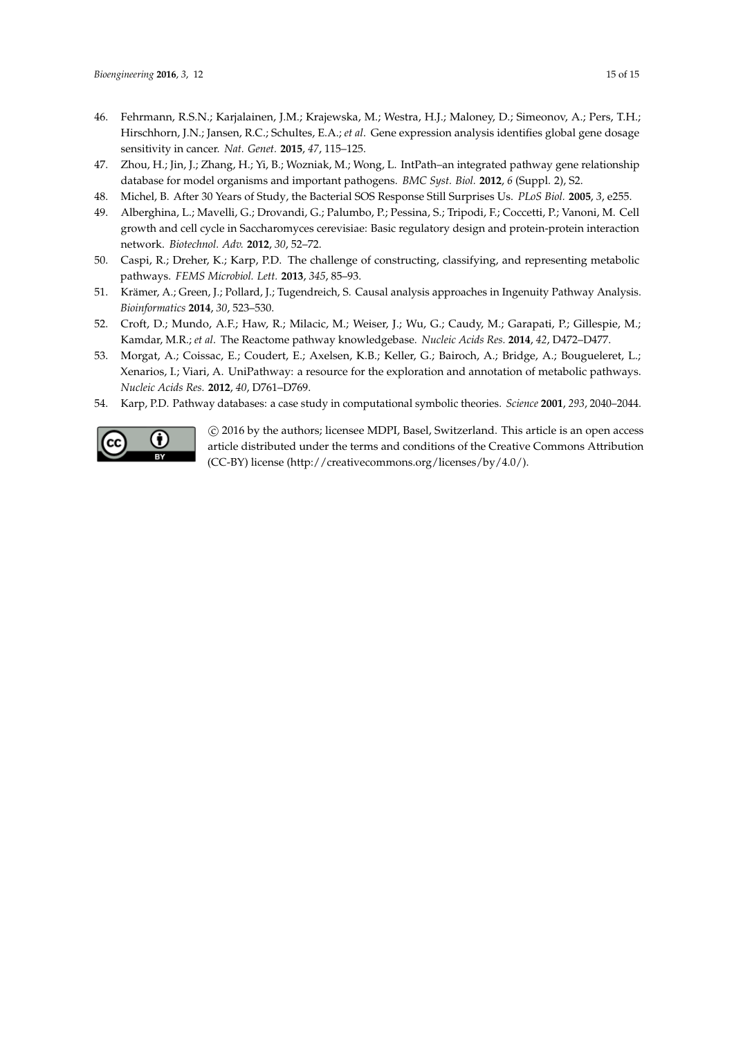46. Fehrmann, R.S.N.; Karjalainen, J.M.; Krajewska, M.; Westra, H.J.; Maloney, D.; Simeonov, A.; Pers, T.H.; Hirschhorn, J.N.; Jansen, R.C.; Schultes, E.A.; *et al*. Gene expression analysis identifies global gene dosage sensitivity in cancer. *Nat. Genet.* **2015**, *47*, 115–125.
47. Zhou, H.; Jin, J.; Zhang, H.; Yi, B.; Wozniak, M.; Wong, L. IntPath–an integrated pathway gene relationship database for model organisms and important pathogens. *BMC Syst. Biol.* **2012**, *6* (Suppl. 2), S2.
48. Michel, B. After 30 Years of Study, the Bacterial SOS Response Still Surprises Us. *PLoS Biol.* **2005**, *3*, e255.
49. Alberghina, L.; Mavelli, G.; Drovandi, G.; Palumbo, P.; Pessina, S.; Tripodi, F.; Coccetti, P.; Vanoni, M. Cell growth and cell cycle in Saccharomyces cerevisiae: Basic regulatory design and protein-protein interaction network. *Biotechnol. Adv.* **2012**, *30*, 52–72.
50. Caspi, R.; Dreher, K.; Karp, P.D. The challenge of constructing, classifying, and representing metabolic pathways. *FEMS Microbiol. Lett.* **2013**, *345*, 85–93.
51. Krämer, A.; Green, J.; Pollard, J.; Tugendreich, S. Causal analysis approaches in Ingenuity Pathway Analysis. *Bioinformatics* **2014**, *30*, 523–530.
52. Croft, D.; Mundo, A.F.; Haw, R.; Milacic, M.; Weiser, J.; Wu, G.; Caudy, M.; Garapati, P.; Gillespie, M.; Kamdar, M.R.; *et al*. The Reactome pathway knowledgebase. *Nucleic Acids Res.* **2014**, *42*, D472–D477.
53. Morgat, A.; Coissac, E.; Coudert, E.; Axelsen, K.B.; Keller, G.; Bairoch, A.; Bridge, A.; Bougueleret, L.; Xenarios, I.; Viari, A. UniPathway: a resource for the exploration and annotation of metabolic pathways. *Nucleic Acids Res.* **2012**, *40*, D761–D769.
54. Karp, P.D. Pathway databases: a case study in computational symbolic theories. *Science* **2001**, *293*, 2040–2044.

© 2016 by the authors; licensee MDPI, Basel, Switzerland. This article is an open access article distributed under the terms and conditions of the Creative Commons Attribution (CC-BY) license (http://creativecommons.org/licenses/by/4.0/).